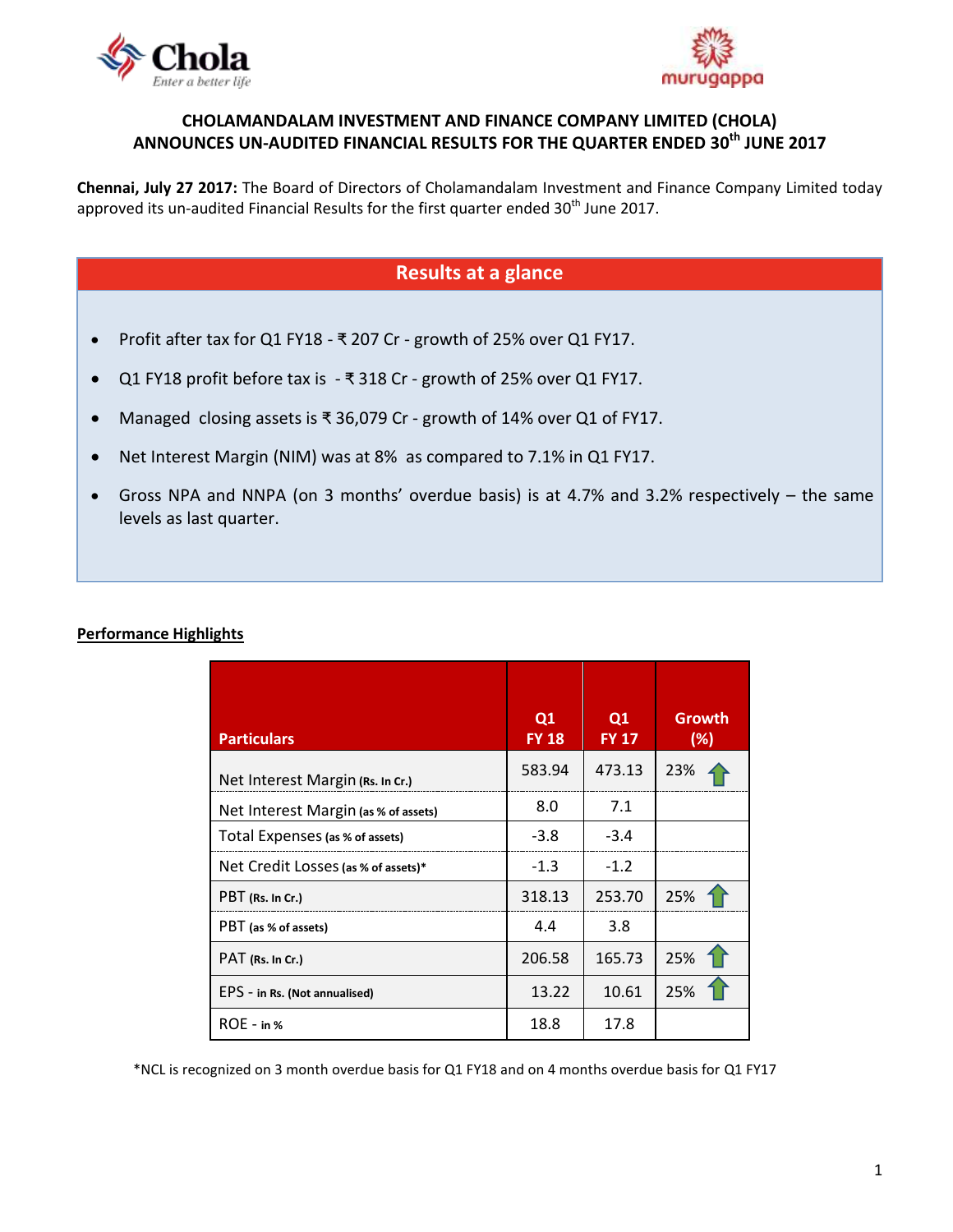# CHOLAMANDALAM INVESTMENT AND FINANCE COMPANY LIMITED (CHOLA) ANNOUNCES UN-AUDITED FINANCIAL RESULTS FOR THE QUARTER ENDED 30th JUNE 2017

**Chennai, July 27 2017:** The Board of Directors of Cholamandalam Investment and Finance Company Limited today approved its un-audited Financial Results for the first quarter ended 30th June 2017.

## Results at a glance

- Profit after tax for Q1 FY18 - ₹ 207 Cr - growth of 25% over Q1 FY17.
- Q1 FY18 profit before tax is - ₹ 318 Cr - growth of 25% over Q1 FY17.
- Managed closing assets is ₹ 36,079 Cr - growth of 14% over Q1 of FY17.
- Net Interest Margin (NIM) was at 8% as compared to 7.1% in Q1 FY17.
- Gross NPA and NNPA (on 3 months' overdue basis) is at 4.7% and 3.2% respectively – the same levels as last quarter.

**Performance Highlights**

| Particulars | Q1 FY 18 | Q1 FY 17 | Growth (%) |
|---|---|---|---|
| Net Interest Margin (Rs. In Cr.) | 583.94 | 473.13 | 23% ↑ |
| Net Interest Margin (as % of assets) | 8.0 | 7.1 | |
| Total Expenses (as % of assets) | -3.8 | -3.4 | |
| Net Credit Losses (as % of assets)* | -1.3 | -1.2 | |
| PBT (Rs. In Cr.) | 318.13 | 253.70 | 25% ↑ |
| PBT (as % of assets) | 4.4 | 3.8 | |
| PAT (Rs. In Cr.) | 206.58 | 165.73 | 25% ↑ |
| EPS - in Rs. (Not annualised) | 13.22 | 10.61 | 25% ↑ |
| ROE - in % | 18.8 | 17.8 | |

*NCL is recognized on 3 month overdue basis for Q1 FY18 and on 4 months overdue basis for Q1 FY17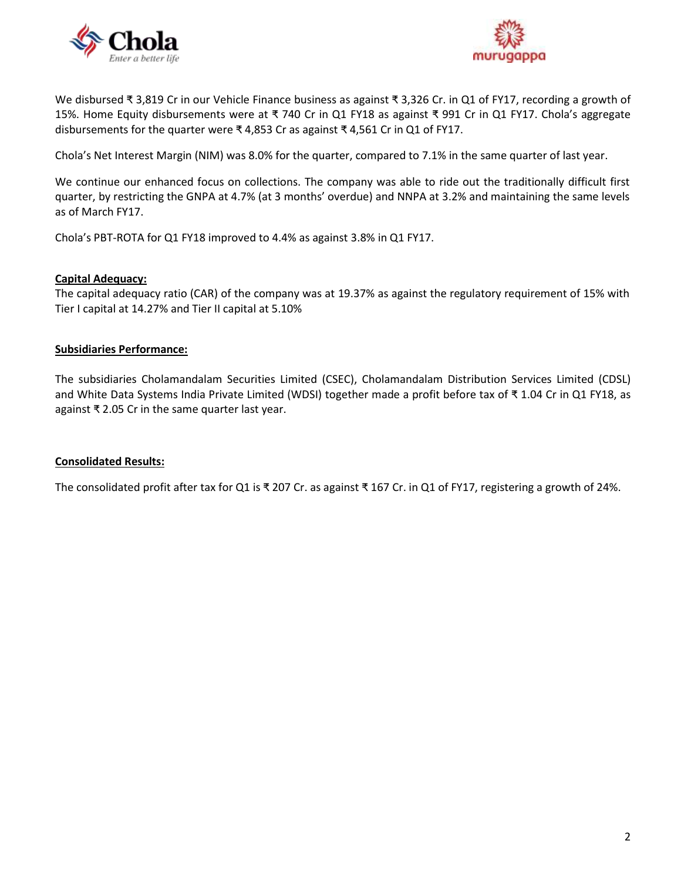We disbursed ₹ 3,819 Cr in our Vehicle Finance business as against ₹ 3,326 Cr. in Q1 of FY17, recording a growth of 15%. Home Equity disbursements were at ₹ 740 Cr in Q1 FY18 as against ₹ 991 Cr in Q1 FY17. Chola's aggregate disbursements for the quarter were ₹ 4,853 Cr as against ₹ 4,561 Cr in Q1 of FY17.

Chola's Net Interest Margin (NIM) was 8.0% for the quarter, compared to 7.1% in the same quarter of last year.

We continue our enhanced focus on collections. The company was able to ride out the traditionally difficult first quarter, by restricting the GNPA at 4.7% (at 3 months' overdue) and NNPA at 3.2% and maintaining the same levels as of March FY17.

Chola's PBT-ROTA for Q1 FY18 improved to 4.4% as against 3.8% in Q1 FY17.

**Capital Adequacy:**

The capital adequacy ratio (CAR) of the company was at 19.37% as against the regulatory requirement of 15% with Tier I capital at 14.27% and Tier II capital at 5.10%

**Subsidiaries Performance:**

The subsidiaries Cholamandalam Securities Limited (CSEC), Cholamandalam Distribution Services Limited (CDSL) and White Data Systems India Private Limited (WDSI) together made a profit before tax of ₹ 1.04 Cr in Q1 FY18, as against ₹ 2.05 Cr in the same quarter last year.

**Consolidated Results:**

The consolidated profit after tax for Q1 is ₹ 207 Cr. as against ₹ 167 Cr. in Q1 of FY17, registering a growth of 24%.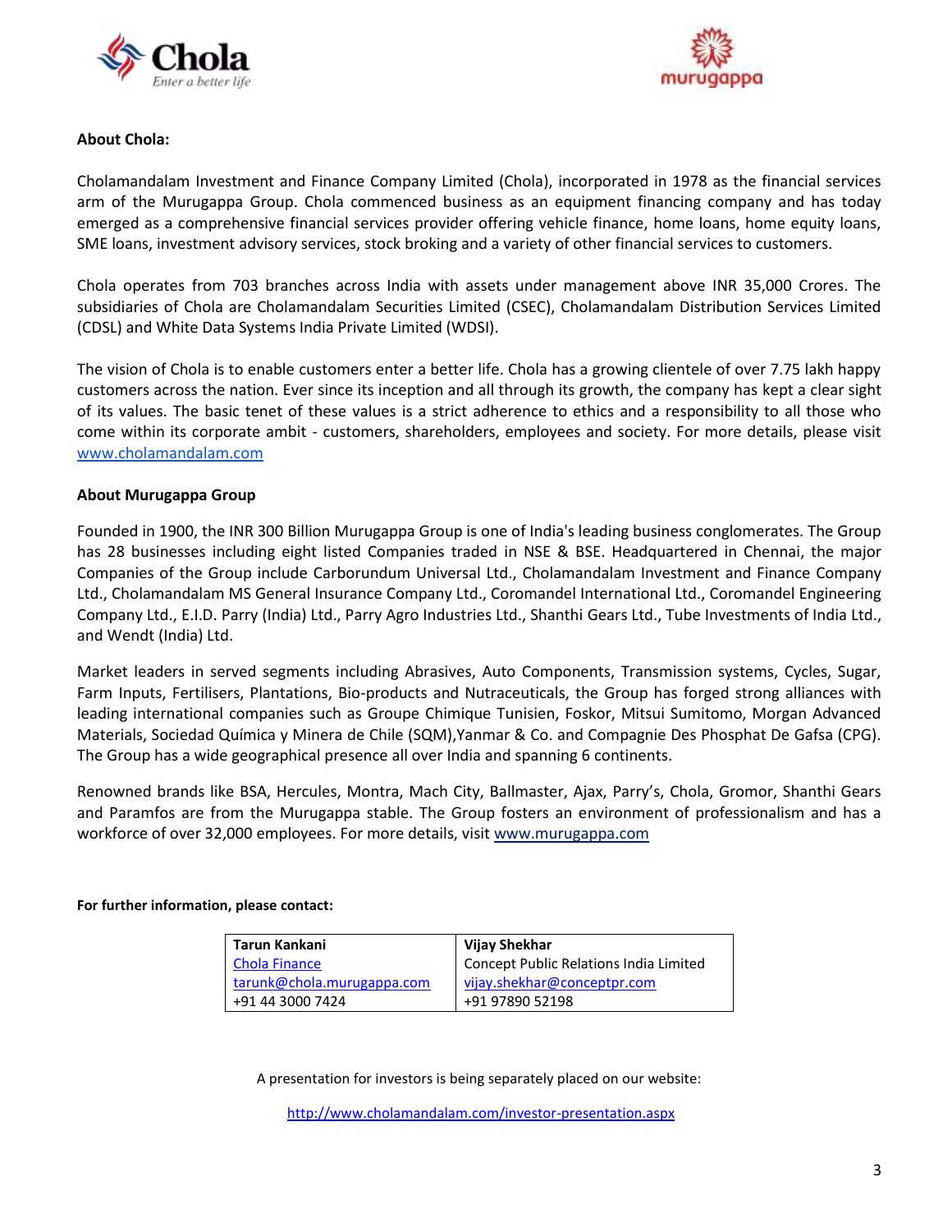**About Chola:**

Cholamandalam Investment and Finance Company Limited (Chola), incorporated in 1978 as the financial services arm of the Murugappa Group. Chola commenced business as an equipment financing company and has today emerged as a comprehensive financial services provider offering vehicle finance, home loans, home equity loans, SME loans, investment advisory services, stock broking and a variety of other financial services to customers.

Chola operates from 703 branches across India with assets under management above INR 35,000 Crores. The subsidiaries of Chola are Cholamandalam Securities Limited (CSEC), Cholamandalam Distribution Services Limited (CDSL) and White Data Systems India Private Limited (WDSI).

The vision of Chola is to enable customers enter a better life. Chola has a growing clientele of over 7.75 lakh happy customers across the nation. Ever since its inception and all through its growth, the company has kept a clear sight of its values. The basic tenet of these values is a strict adherence to ethics and a responsibility to all those who come within its corporate ambit - customers, shareholders, employees and society. For more details, please visit www.cholamandalam.com

**About Murugappa Group**

Founded in 1900, the INR 300 Billion Murugappa Group is one of India's leading business conglomerates. The Group has 28 businesses including eight listed Companies traded in NSE & BSE. Headquartered in Chennai, the major Companies of the Group include Carborundum Universal Ltd., Cholamandalam Investment and Finance Company Ltd., Cholamandalam MS General Insurance Company Ltd., Coromandel International Ltd., Coromandel Engineering Company Ltd., E.I.D. Parry (India) Ltd., Parry Agro Industries Ltd., Shanthi Gears Ltd., Tube Investments of India Ltd., and Wendt (India) Ltd.

Market leaders in served segments including Abrasives, Auto Components, Transmission systems, Cycles, Sugar, Farm Inputs, Fertilisers, Plantations, Bio-products and Nutraceuticals, the Group has forged strong alliances with leading international companies such as Groupe Chimique Tunisien, Foskor, Mitsui Sumitomo, Morgan Advanced Materials, Sociedad Química y Minera de Chile (SQM),Yanmar & Co. and Compagnie Des Phosphat De Gafsa (CPG). The Group has a wide geographical presence all over India and spanning 6 continents.

Renowned brands like BSA, Hercules, Montra, Mach City, Ballmaster, Ajax, Parry's, Chola, Gromor, Shanthi Gears and Paramfos are from the Murugappa stable. The Group fosters an environment of professionalism and has a workforce of over 32,000 employees. For more details, visit www.murugappa.com

**For further information, please contact:**

| | |
|---|---|
| **Tarun Kankani** | **Vijay Shekhar** |
| Chola Finance | Concept Public Relations India Limited |
| tarunk@chola.murugappa.com | vijay.shekhar@conceptpr.com |
| +91 44 3000 7424 | +91 97890 52198 |

A presentation for investors is being separately placed on our website:

http://www.cholamandalam.com/investor-presentation.aspx